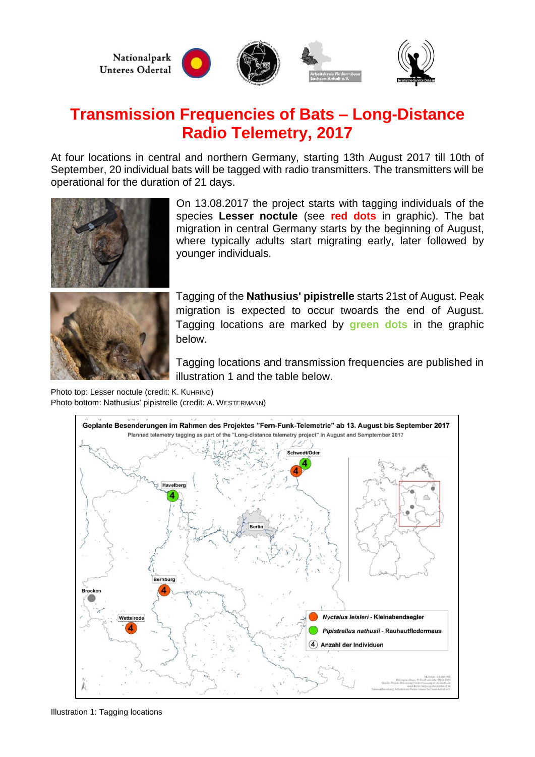Nationalpark Unteres Odertal

# Transmission Frequencies of Bats – Long-Distance Radio Telemetry, 2017

At four locations in central and northern Germany, starting 13th August 2017 till 10th of September, 20 individual bats will be tagged with radio transmitters. The transmitters will be operational for the duration of 21 days.

On 13.08.2017 the project starts with tagging individuals of the species **Lesser noctule** (see **red dots** in graphic). The bat migration in central Germany starts by the beginning of August, where typically adults start migrating early, later followed by younger individuals.

Tagging of the **Nathusius' pipistrelle** starts 21st of August. Peak migration is expected to occur twoards the end of August. Tagging locations are marked by **green dots** in the graphic below.

Tagging locations and transmission frequencies are published in illustration 1 and the table below.

Photo top: Lesser noctule (credit: K. KUHRING)
Photo bottom: Nathusius' pipistrelle (credit: A. WESTERMANN)

**Geplante Besenderungen im Rahmen des Projektes "Fern-Funk-Telemetrie" ab 13. August bis September 2017**
Planned telemetry tagging as part of the "Long-distance telemetry project" in August and Semptember 2017

Schwedt/Oder, Havelberg, Berlin, Bernburg, Brocken, Wettelrode

*Nyctalus leisleri* - Kleinabendsegler
*Pipistrellus nathusii* - Rauhautfledermaus
(4) Anzahl der Individuen

Illustration 1: Tagging locations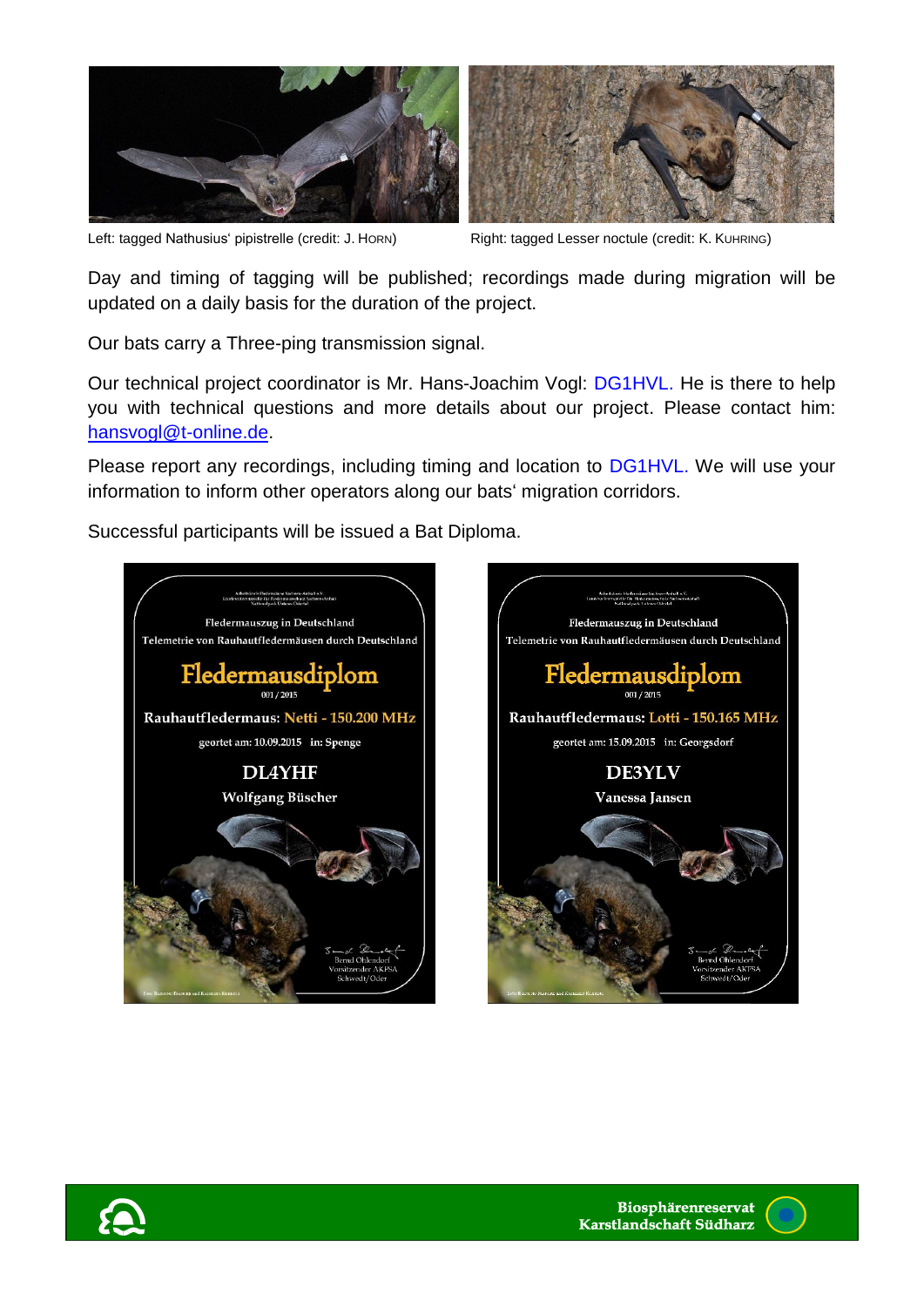Left: tagged Nathusius' pipistrelle (credit: J. HORN)

Right: tagged Lesser noctule (credit: K. KUHRING)

Day and timing of tagging will be published; recordings made during migration will be updated on a daily basis for the duration of the project.

Our bats carry a Three-ping transmission signal.

Our technical project coordinator is Mr. Hans-Joachim Vogl: DG1HVL. He is there to help you with technical questions and more details about our project. Please contact him: hansvogl@t-online.de.

Please report any recordings, including timing and location to DG1HVL. We will use your information to inform other operators along our bats' migration corridors.

Successful participants will be issued a Bat Diploma.

Fledermauszug in Deutschland
Telemetrie von Rauhautfledermäusen durch Deutschland

**Fledermausdiplom**

001 / 2015

Rauhautfledermaus: Netti - 150.200 MHz

geortet am: 10.09.2015 in: Spenge

**DL4YHF**

Wolfgang Büscher

Bernd Ohlendorf
Vorsitzender AKFSA
Schwedt/Oder

Fledermauszug in Deutschland
Telemetrie von Rauhautfledermäusen durch Deutschland

**Fledermausdiplom**

001 / 2015

Rauhautfledermaus: Lotti - 150.165 MHz

geortet am: 15.09.2015 in: Georgsdorf

**DE3YLV**

Vanessa Jansen

Bernd Ohlendorf
Vorsitzender AKFSA
Schwedt/Oder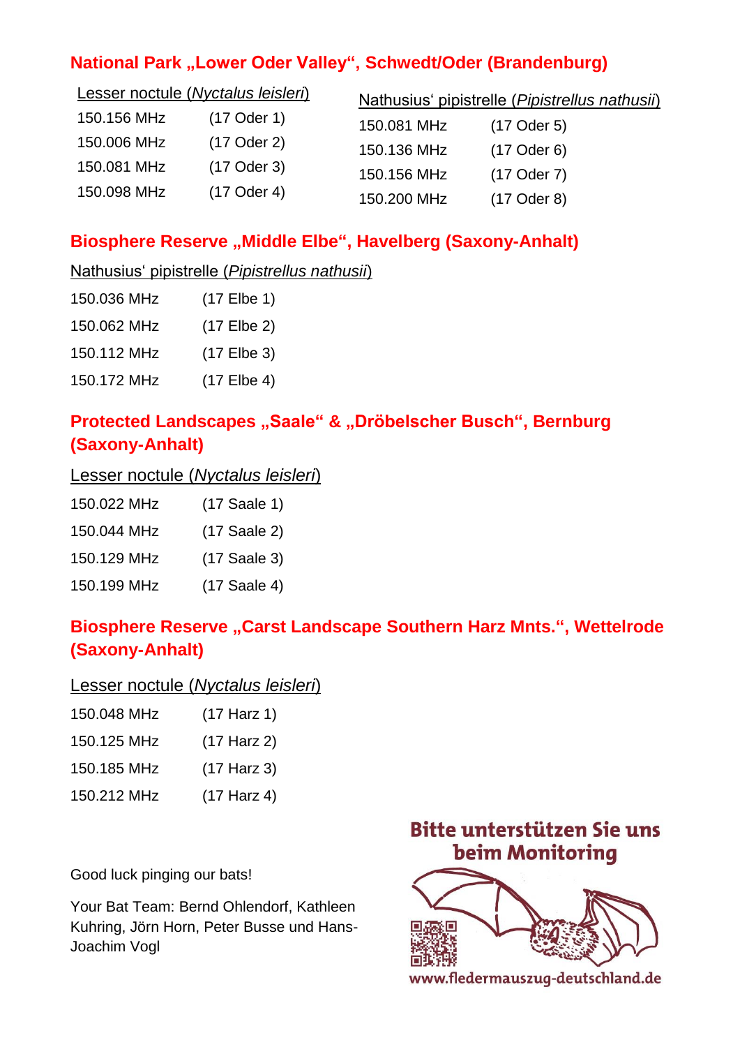## National Park „Lower Oder Valley“, Schwedt/Oder (Brandenburg)

Lesser noctule (*Nyctalus leisleri*)

| | |
|---|---|
| 150.156 MHz | (17 Oder 1) |
| 150.006 MHz | (17 Oder 2) |
| 150.081 MHz | (17 Oder 3) |
| 150.098 MHz | (17 Oder 4) |

Nathusius‘ pipistrelle (*Pipistrellus nathusii*)

| | |
|---|---|
| 150.081 MHz | (17 Oder 5) |
| 150.136 MHz | (17 Oder 6) |
| 150.156 MHz | (17 Oder 7) |
| 150.200 MHz | (17 Oder 8) |

## Biosphere Reserve „Middle Elbe“, Havelberg (Saxony-Anhalt)

Nathusius‘ pipistrelle (*Pipistrellus nathusii*)

| | |
|---|---|
| 150.036 MHz | (17 Elbe 1) |
| 150.062 MHz | (17 Elbe 2) |
| 150.112 MHz | (17 Elbe 3) |
| 150.172 MHz | (17 Elbe 4) |

## Protected Landscapes „Saale“ & „Dröbelscher Busch“, Bernburg (Saxony-Anhalt)

Lesser noctule (*Nyctalus leisleri*)

| | |
|---|---|
| 150.022 MHz | (17 Saale 1) |
| 150.044 MHz | (17 Saale 2) |
| 150.129 MHz | (17 Saale 3) |
| 150.199 MHz | (17 Saale 4) |

## Biosphere Reserve „Carst Landscape Southern Harz Mnts.“, Wettelrode (Saxony-Anhalt)

Lesser noctule (*Nyctalus leisleri*)

| | |
|---|---|
| 150.048 MHz | (17 Harz 1) |
| 150.125 MHz | (17 Harz 2) |
| 150.185 MHz | (17 Harz 3) |
| 150.212 MHz | (17 Harz 4) |

Good luck pinging our bats!

Your Bat Team: Bernd Ohlendorf, Kathleen Kuhring, Jörn Horn, Peter Busse und Hans-Joachim Vogl

Bitte unterstützen Sie uns beim Monitoring

www.fledermauszug-deutschland.de